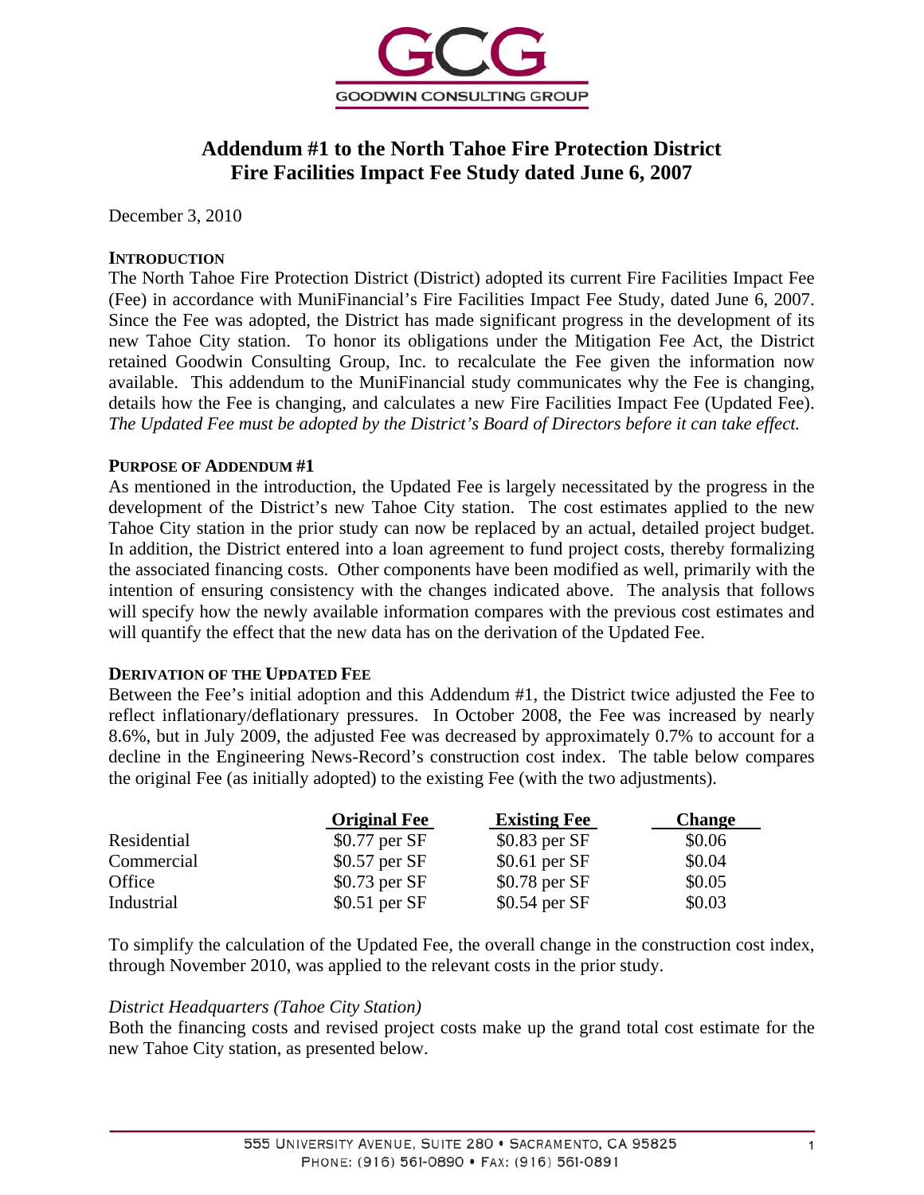# Addendum #1 to the North Tahoe Fire Protection District Fire Facilities Impact Fee Study dated June 6, 2007

December 3, 2010

## INTRODUCTION

The North Tahoe Fire Protection District (District) adopted its current Fire Facilities Impact Fee (Fee) in accordance with MuniFinancial's Fire Facilities Impact Fee Study, dated June 6, 2007. Since the Fee was adopted, the District has made significant progress in the development of its new Tahoe City station. To honor its obligations under the Mitigation Fee Act, the District retained Goodwin Consulting Group, Inc. to recalculate the Fee given the information now available. This addendum to the MuniFinancial study communicates why the Fee is changing, details how the Fee is changing, and calculates a new Fire Facilities Impact Fee (Updated Fee). *The Updated Fee must be adopted by the District's Board of Directors before it can take effect.*

## PURPOSE OF ADDENDUM #1

As mentioned in the introduction, the Updated Fee is largely necessitated by the progress in the development of the District's new Tahoe City station. The cost estimates applied to the new Tahoe City station in the prior study can now be replaced by an actual, detailed project budget. In addition, the District entered into a loan agreement to fund project costs, thereby formalizing the associated financing costs. Other components have been modified as well, primarily with the intention of ensuring consistency with the changes indicated above. The analysis that follows will specify how the newly available information compares with the previous cost estimates and will quantify the effect that the new data has on the derivation of the Updated Fee.

## DERIVATION OF THE UPDATED FEE

Between the Fee's initial adoption and this Addendum #1, the District twice adjusted the Fee to reflect inflationary/deflationary pressures. In October 2008, the Fee was increased by nearly 8.6%, but in July 2009, the adjusted Fee was decreased by approximately 0.7% to account for a decline in the Engineering News-Record's construction cost index. The table below compares the original Fee (as initially adopted) to the existing Fee (with the two adjustments).

| | Original Fee | Existing Fee | Change |
|---|---|---|---|
| Residential | $0.77 per SF | $0.83 per SF | $0.06 |
| Commercial | $0.57 per SF | $0.61 per SF | $0.04 |
| Office | $0.73 per SF | $0.78 per SF | $0.05 |
| Industrial | $0.51 per SF | $0.54 per SF | $0.03 |

To simplify the calculation of the Updated Fee, the overall change in the construction cost index, through November 2010, was applied to the relevant costs in the prior study.

### *District Headquarters (Tahoe City Station)*

Both the financing costs and revised project costs make up the grand total cost estimate for the new Tahoe City station, as presented below.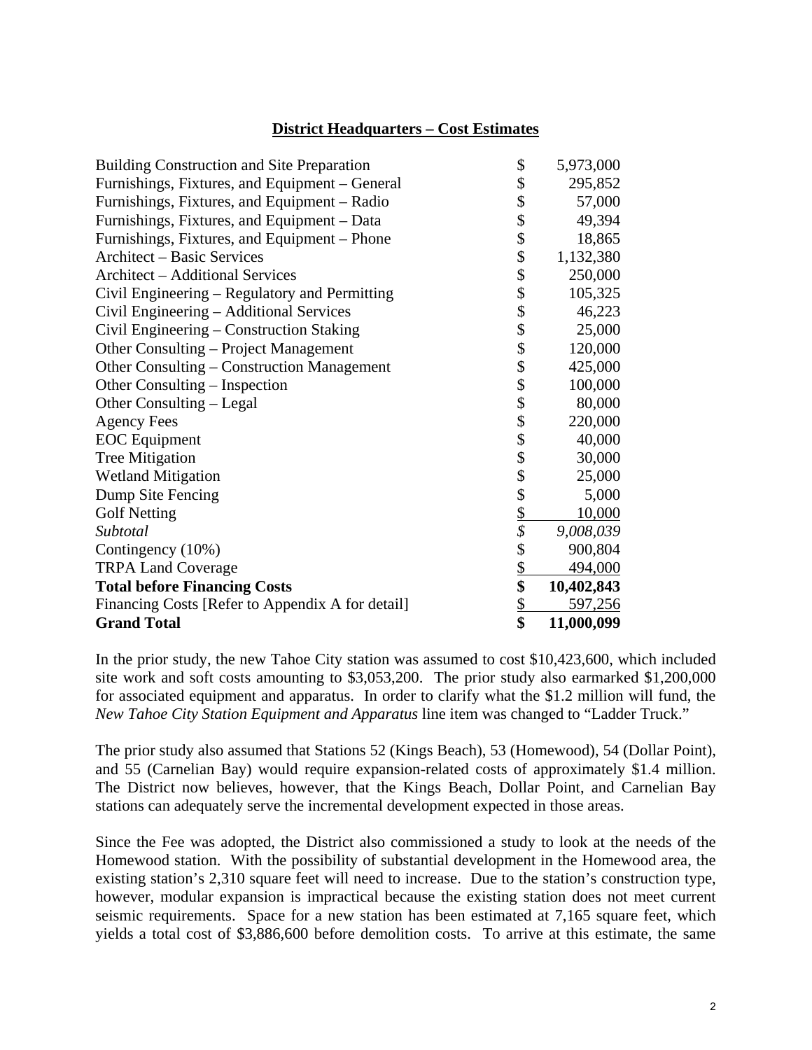## District Headquarters – Cost Estimates

| Item | | Amount |
|---|---|---|
| Building Construction and Site Preparation | $ | 5,973,000 |
| Furnishings, Fixtures, and Equipment – General | $ | 295,852 |
| Furnishings, Fixtures, and Equipment – Radio | $ | 57,000 |
| Furnishings, Fixtures, and Equipment – Data | $ | 49,394 |
| Furnishings, Fixtures, and Equipment – Phone | $ | 18,865 |
| Architect – Basic Services | $ | 1,132,380 |
| Architect – Additional Services | $ | 250,000 |
| Civil Engineering – Regulatory and Permitting | $ | 105,325 |
| Civil Engineering – Additional Services | $ | 46,223 |
| Civil Engineering – Construction Staking | $ | 25,000 |
| Other Consulting – Project Management | $ | 120,000 |
| Other Consulting – Construction Management | $ | 425,000 |
| Other Consulting – Inspection | $ | 100,000 |
| Other Consulting – Legal | $ | 80,000 |
| Agency Fees | $ | 220,000 |
| EOC Equipment | $ | 40,000 |
| Tree Mitigation | $ | 30,000 |
| Wetland Mitigation | $ | 25,000 |
| Dump Site Fencing | $ | 5,000 |
| Golf Netting | $ | 10,000 |
| *Subtotal* | *$* | *9,008,039* |
| Contingency (10%) | $ | 900,804 |
| TRPA Land Coverage | $ | 494,000 |
| **Total before Financing Costs** | **$** | **10,402,843** |
| Financing Costs [Refer to Appendix A for detail] | $ | 597,256 |
| **Grand Total** | **$** | **11,000,099** |

In the prior study, the new Tahoe City station was assumed to cost $10,423,600, which included site work and soft costs amounting to $3,053,200. The prior study also earmarked $1,200,000 for associated equipment and apparatus. In order to clarify what the $1.2 million will fund, the *New Tahoe City Station Equipment and Apparatus* line item was changed to "Ladder Truck."

The prior study also assumed that Stations 52 (Kings Beach), 53 (Homewood), 54 (Dollar Point), and 55 (Carnelian Bay) would require expansion-related costs of approximately $1.4 million. The District now believes, however, that the Kings Beach, Dollar Point, and Carnelian Bay stations can adequately serve the incremental development expected in those areas.

Since the Fee was adopted, the District also commissioned a study to look at the needs of the Homewood station. With the possibility of substantial development in the Homewood area, the existing station's 2,310 square feet will need to increase. Due to the station's construction type, however, modular expansion is impractical because the existing station does not meet current seismic requirements. Space for a new station has been estimated at 7,165 square feet, which yields a total cost of $3,886,600 before demolition costs. To arrive at this estimate, the same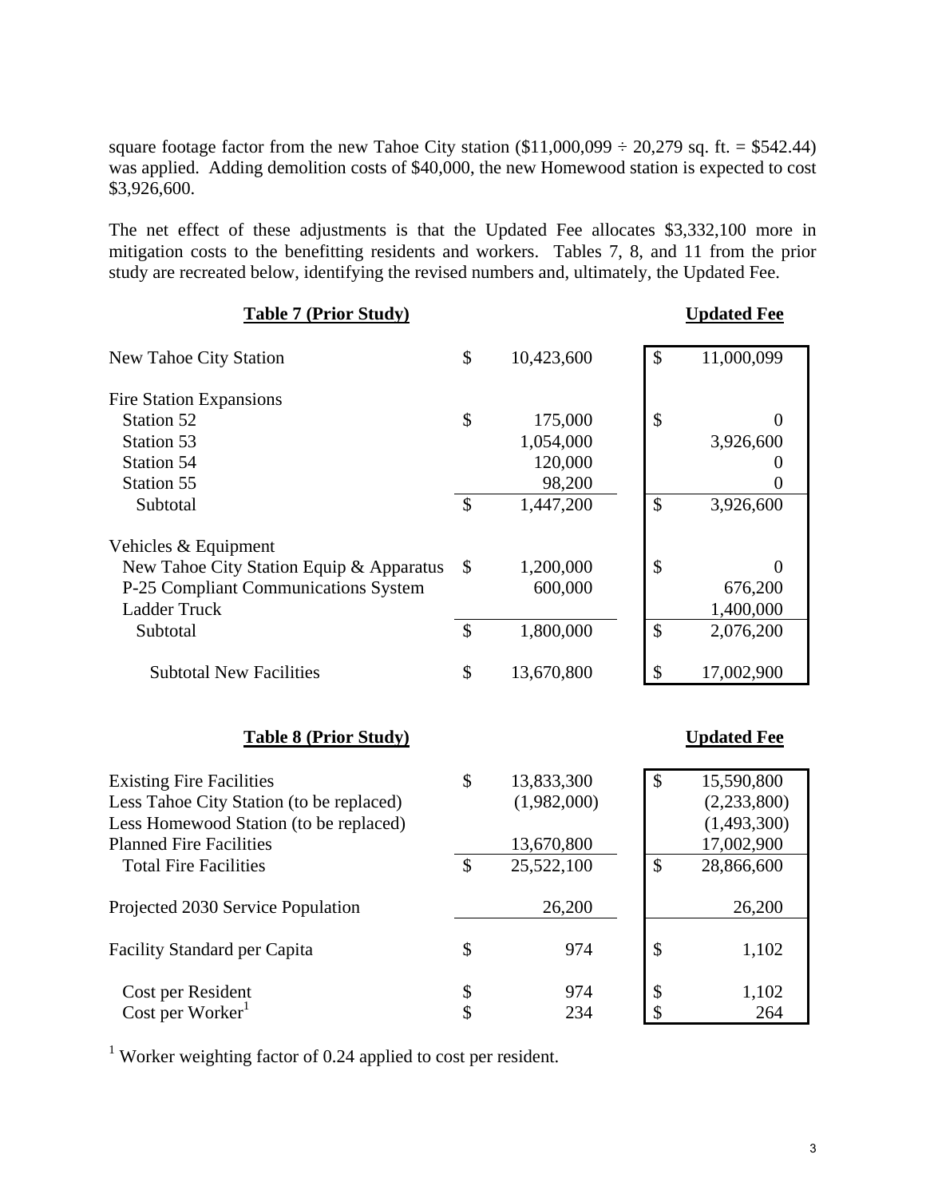square footage factor from the new Tahoe City station ($11,000,099 ÷ 20,279 sq. ft. = $542.44) was applied. Adding demolition costs of $40,000, the new Homewood station is expected to cost $3,926,600.

The net effect of these adjustments is that the Updated Fee allocates $3,332,100 more in mitigation costs to the benefitting residents and workers. Tables 7, 8, and 11 from the prior study are recreated below, identifying the revised numbers and, ultimately, the Updated Fee.

| **Table 7 (Prior Study)** | | **Updated Fee** |
|---|---|---|
| New Tahoe City Station | $ 10,423,600 | $ 11,000,099 |
| Fire Station Expansions | | |
| Station 52 | $ 175,000 | $ 0 |
| Station 53 | 1,054,000 | 3,926,600 |
| Station 54 | 120,000 | 0 |
| Station 55 | 98,200 | 0 |
| Subtotal | $ 1,447,200 | $ 3,926,600 |
| Vehicles & Equipment | | |
| New Tahoe City Station Equip & Apparatus | $ 1,200,000 | $ 0 |
| P-25 Compliant Communications System | 600,000 | 676,200 |
| Ladder Truck | | 1,400,000 |
| Subtotal | $ 1,800,000 | $ 2,076,200 |
| Subtotal New Facilities | $ 13,670,800 | $ 17,002,900 |

| **Table 8 (Prior Study)** | | **Updated Fee** |
|---|---|---|
| Existing Fire Facilities | $ 13,833,300 | $ 15,590,800 |
| Less Tahoe City Station (to be replaced) | (1,982,000) | (2,233,800) |
| Less Homewood Station (to be replaced) | | (1,493,300) |
| Planned Fire Facilities | 13,670,800 | 17,002,900 |
| Total Fire Facilities | $ 25,522,100 | $ 28,866,600 |
| Projected 2030 Service Population | 26,200 | 26,200 |
| Facility Standard per Capita | $ 974 | $ 1,102 |
| Cost per Resident | $ 974 | $ 1,102 |
| Cost per Worker[1] | $ 234 | $ 264 |

[1] Worker weighting factor of 0.24 applied to cost per resident.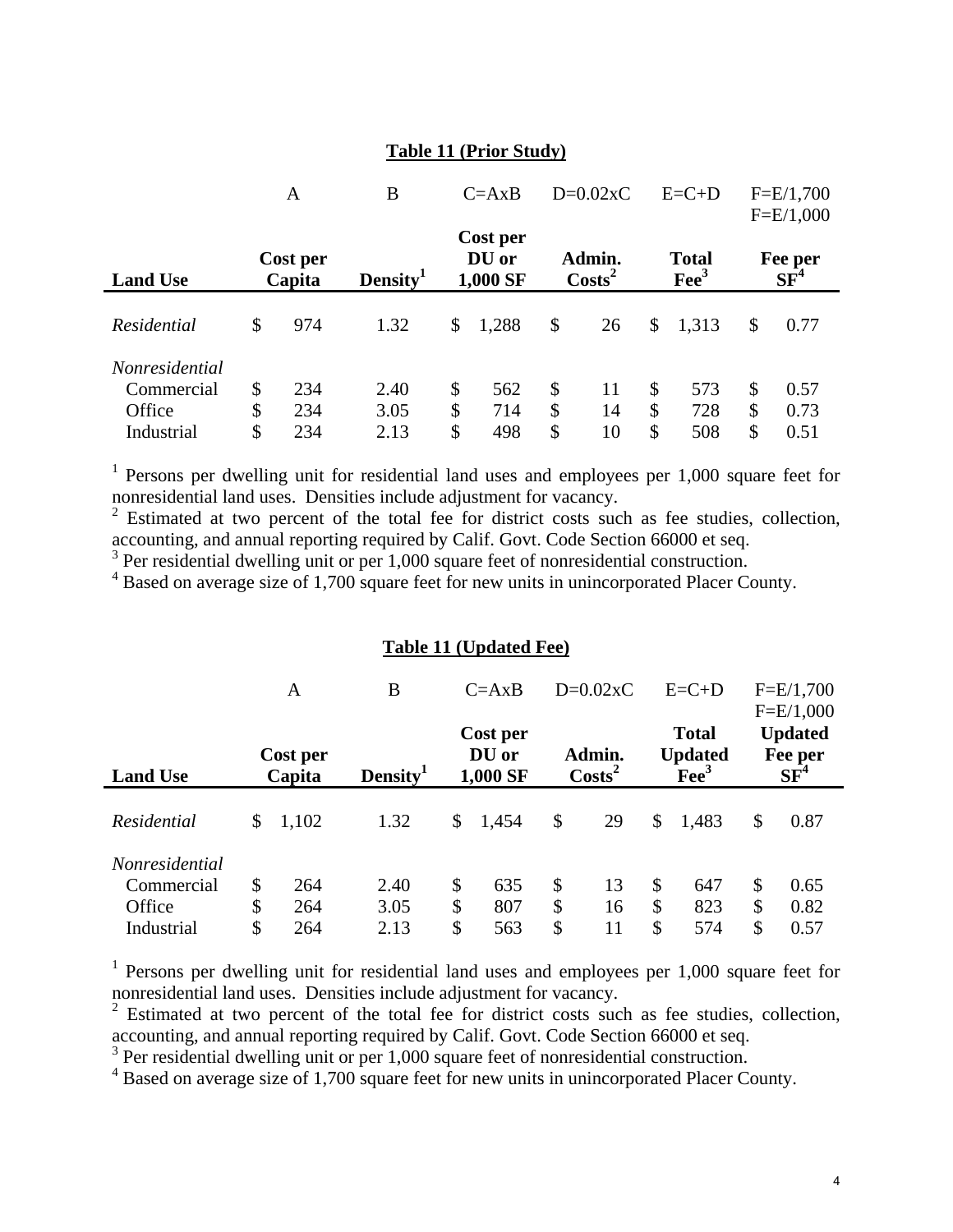**Table 11 (Prior Study)**

| Land Use | A<br>Cost per Capita | B<br>Density[1] | C=AxB<br>Cost per DU or 1,000 SF | D=0.02xC<br>Admin. Costs[2] | E=C+D<br>Total Fee[3] | F=E/1,700<br>F=E/1,000<br>Fee per SF[4] |
|---|---|---|---|---|---|---|
| *Residential* | $ 974 | 1.32 | $ 1,288 | $ 26 | $ 1,313 | $ 0.77 |
| *Nonresidential* | | | | | | |
| Commercial | $ 234 | 2.40 | $ 562 | $ 11 | $ 573 | $ 0.57 |
| Office | $ 234 | 3.05 | $ 714 | $ 14 | $ 728 | $ 0.73 |
| Industrial | $ 234 | 2.13 | $ 498 | $ 10 | $ 508 | $ 0.51 |

[1] Persons per dwelling unit for residential land uses and employees per 1,000 square feet for nonresidential land uses. Densities include adjustment for vacancy.
[2] Estimated at two percent of the total fee for district costs such as fee studies, collection, accounting, and annual reporting required by Calif. Govt. Code Section 66000 et seq.
[3] Per residential dwelling unit or per 1,000 square feet of nonresidential construction.
[4] Based on average size of 1,700 square feet for new units in unincorporated Placer County.

**Table 11 (Updated Fee)**

| Land Use | A<br>Cost per Capita | B<br>Density[1] | C=AxB<br>Cost per DU or 1,000 SF | D=0.02xC<br>Admin. Costs[2] | E=C+D<br>Total Updated Fee[3] | F=E/1,700<br>F=E/1,000<br>Updated Fee per SF[4] |
|---|---|---|---|---|---|---|
| *Residential* | $ 1,102 | 1.32 | $ 1,454 | $ 29 | $ 1,483 | $ 0.87 |
| *Nonresidential* | | | | | | |
| Commercial | $ 264 | 2.40 | $ 635 | $ 13 | $ 647 | $ 0.65 |
| Office | $ 264 | 3.05 | $ 807 | $ 16 | $ 823 | $ 0.82 |
| Industrial | $ 264 | 2.13 | $ 563 | $ 11 | $ 574 | $ 0.57 |

[1] Persons per dwelling unit for residential land uses and employees per 1,000 square feet for nonresidential land uses. Densities include adjustment for vacancy.
[2] Estimated at two percent of the total fee for district costs such as fee studies, collection, accounting, and annual reporting required by Calif. Govt. Code Section 66000 et seq.
[3] Per residential dwelling unit or per 1,000 square feet of nonresidential construction.
[4] Based on average size of 1,700 square feet for new units in unincorporated Placer County.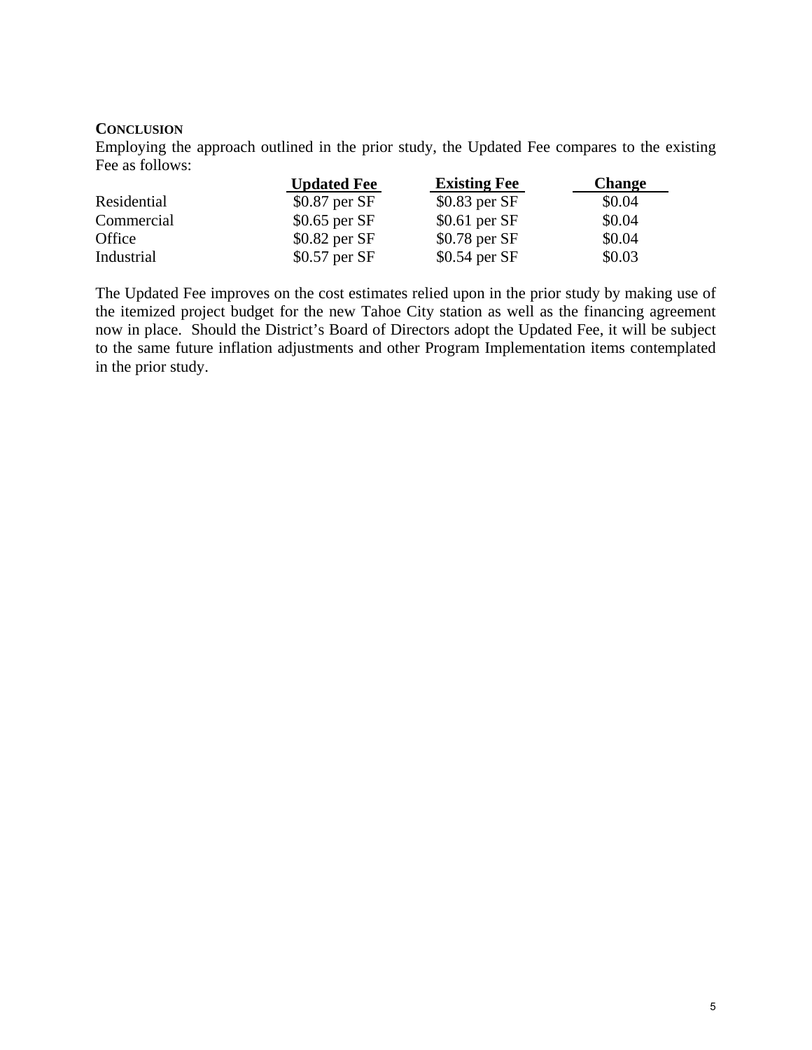**CONCLUSION**

Employing the approach outlined in the prior study, the Updated Fee compares to the existing Fee as follows:

| | Updated Fee | Existing Fee | Change |
|---|---|---|---|
| Residential | $0.87 per SF | $0.83 per SF | $0.04 |
| Commercial | $0.65 per SF | $0.61 per SF | $0.04 |
| Office | $0.82 per SF | $0.78 per SF | $0.04 |
| Industrial | $0.57 per SF | $0.54 per SF | $0.03 |

The Updated Fee improves on the cost estimates relied upon in the prior study by making use of the itemized project budget for the new Tahoe City station as well as the financing agreement now in place. Should the District's Board of Directors adopt the Updated Fee, it will be subject to the same future inflation adjustments and other Program Implementation items contemplated in the prior study.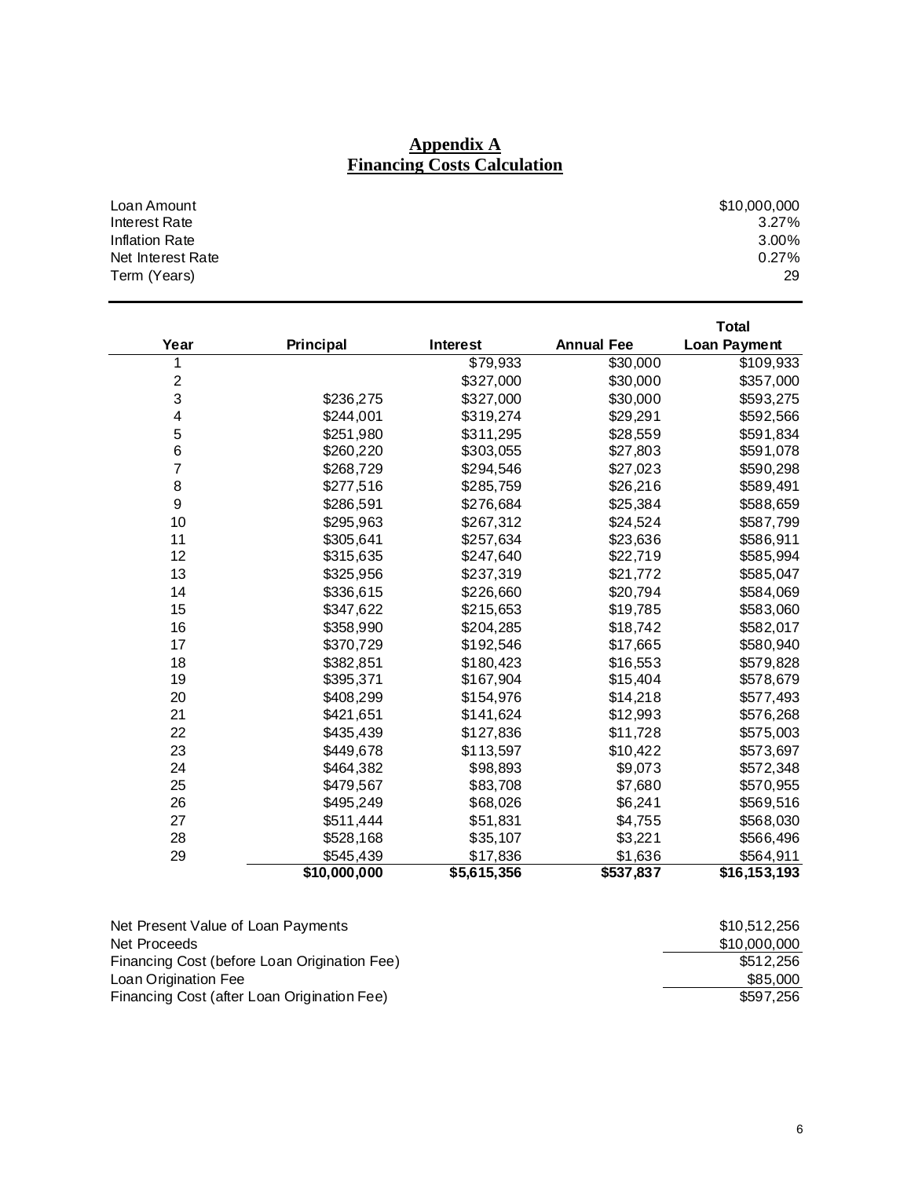# Appendix A
## Financing Costs Calculation

| | |
|---|---|
| Loan Amount | $10,000,000 |
| Interest Rate | 3.27% |
| Inflation Rate | 3.00% |
| Net Interest Rate | 0.27% |
| Term (Years) | 29 |

| Year | Principal | Interest | Annual Fee | Total Loan Payment |
|---|---|---|---|---|
| 1 | | $79,933 | $30,000 | $109,933 |
| 2 | | $327,000 | $30,000 | $357,000 |
| 3 | $236,275 | $327,000 | $30,000 | $593,275 |
| 4 | $244,001 | $319,274 | $29,291 | $592,566 |
| 5 | $251,980 | $311,295 | $28,559 | $591,834 |
| 6 | $260,220 | $303,055 | $27,803 | $591,078 |
| 7 | $268,729 | $294,546 | $27,023 | $590,298 |
| 8 | $277,516 | $285,759 | $26,216 | $589,491 |
| 9 | $286,591 | $276,684 | $25,384 | $588,659 |
| 10 | $295,963 | $267,312 | $24,524 | $587,799 |
| 11 | $305,641 | $257,634 | $23,636 | $586,911 |
| 12 | $315,635 | $247,640 | $22,719 | $585,994 |
| 13 | $325,956 | $237,319 | $21,772 | $585,047 |
| 14 | $336,615 | $226,660 | $20,794 | $584,069 |
| 15 | $347,622 | $215,653 | $19,785 | $583,060 |
| 16 | $358,990 | $204,285 | $18,742 | $582,017 |
| 17 | $370,729 | $192,546 | $17,665 | $580,940 |
| 18 | $382,851 | $180,423 | $16,553 | $579,828 |
| 19 | $395,371 | $167,904 | $15,404 | $578,679 |
| 20 | $408,299 | $154,976 | $14,218 | $577,493 |
| 21 | $421,651 | $141,624 | $12,993 | $576,268 |
| 22 | $435,439 | $127,836 | $11,728 | $575,003 |
| 23 | $449,678 | $113,597 | $10,422 | $573,697 |
| 24 | $464,382 | $98,893 | $9,073 | $572,348 |
| 25 | $479,567 | $83,708 | $7,680 | $570,955 |
| 26 | $495,249 | $68,026 | $6,241 | $569,516 |
| 27 | $511,444 | $51,831 | $4,755 | $568,030 |
| 28 | $528,168 | $35,107 | $3,221 | $566,496 |
| 29 | $545,439 | $17,836 | $1,636 | $564,911 |
| | **$10,000,000** | **$5,615,356** | **$537,837** | **$16,153,193** |

| | |
|---|---|
| Net Present Value of Loan Payments | $10,512,256 |
| Net Proceeds | $10,000,000 |
| Financing Cost (before Loan Origination Fee) | $512,256 |
| Loan Origination Fee | $85,000 |
| Financing Cost (after Loan Origination Fee) | $597,256 |